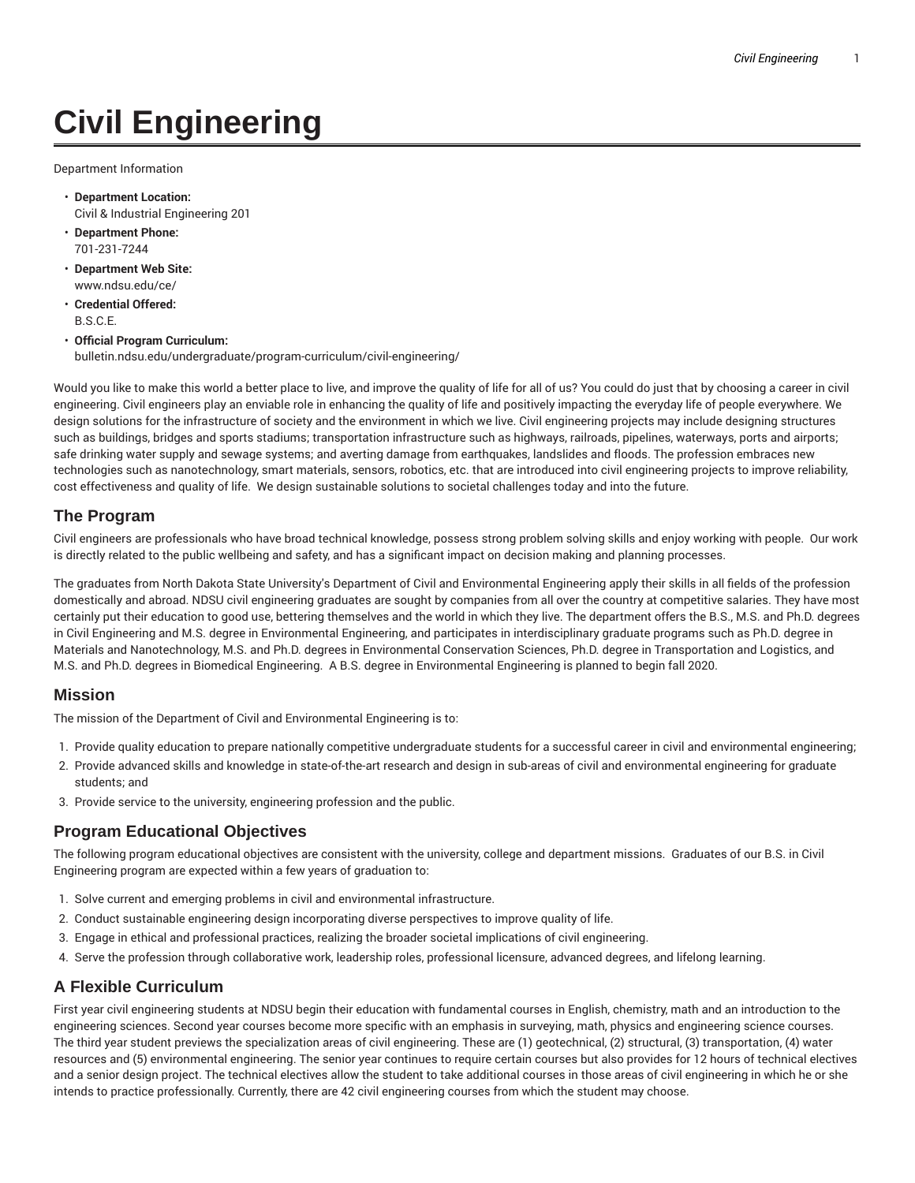# Civil Engineering

Department Information

- **Department Location:**
  Civil & Industrial Engineering 201
- **Department Phone:**
  701-231-7244
- **Department Web Site:**
  www.ndsu.edu/ce/
- **Credential Offered:**
  B.S.C.E.
- **Official Program Curriculum:**
  bulletin.ndsu.edu/undergraduate/program-curriculum/civil-engineering/

Would you like to make this world a better place to live, and improve the quality of life for all of us? You could do just that by choosing a career in civil engineering. Civil engineers play an enviable role in enhancing the quality of life and positively impacting the everyday life of people everywhere. We design solutions for the infrastructure of society and the environment in which we live. Civil engineering projects may include designing structures such as buildings, bridges and sports stadiums; transportation infrastructure such as highways, railroads, pipelines, waterways, ports and airports; safe drinking water supply and sewage systems; and averting damage from earthquakes, landslides and floods. The profession embraces new technologies such as nanotechnology, smart materials, sensors, robotics, etc. that are introduced into civil engineering projects to improve reliability, cost effectiveness and quality of life. We design sustainable solutions to societal challenges today and into the future.

## The Program

Civil engineers are professionals who have broad technical knowledge, possess strong problem solving skills and enjoy working with people. Our work is directly related to the public wellbeing and safety, and has a significant impact on decision making and planning processes.

The graduates from North Dakota State University's Department of Civil and Environmental Engineering apply their skills in all fields of the profession domestically and abroad. NDSU civil engineering graduates are sought by companies from all over the country at competitive salaries. They have most certainly put their education to good use, bettering themselves and the world in which they live. The department offers the B.S., M.S. and Ph.D. degrees in Civil Engineering and M.S. degree in Environmental Engineering, and participates in interdisciplinary graduate programs such as Ph.D. degree in Materials and Nanotechnology, M.S. and Ph.D. degrees in Environmental Conservation Sciences, Ph.D. degree in Transportation and Logistics, and M.S. and Ph.D. degrees in Biomedical Engineering. A B.S. degree in Environmental Engineering is planned to begin fall 2020.

## Mission

The mission of the Department of Civil and Environmental Engineering is to:

1. Provide quality education to prepare nationally competitive undergraduate students for a successful career in civil and environmental engineering;
2. Provide advanced skills and knowledge in state-of-the-art research and design in sub-areas of civil and environmental engineering for graduate students; and
3. Provide service to the university, engineering profession and the public.

## Program Educational Objectives

The following program educational objectives are consistent with the university, college and department missions. Graduates of our B.S. in Civil Engineering program are expected within a few years of graduation to:

1. Solve current and emerging problems in civil and environmental infrastructure.
2. Conduct sustainable engineering design incorporating diverse perspectives to improve quality of life.
3. Engage in ethical and professional practices, realizing the broader societal implications of civil engineering.
4. Serve the profession through collaborative work, leadership roles, professional licensure, advanced degrees, and lifelong learning.

## A Flexible Curriculum

First year civil engineering students at NDSU begin their education with fundamental courses in English, chemistry, math and an introduction to the engineering sciences. Second year courses become more specific with an emphasis in surveying, math, physics and engineering science courses. The third year student previews the specialization areas of civil engineering. These are (1) geotechnical, (2) structural, (3) transportation, (4) water resources and (5) environmental engineering. The senior year continues to require certain courses but also provides for 12 hours of technical electives and a senior design project. The technical electives allow the student to take additional courses in those areas of civil engineering in which he or she intends to practice professionally. Currently, there are 42 civil engineering courses from which the student may choose.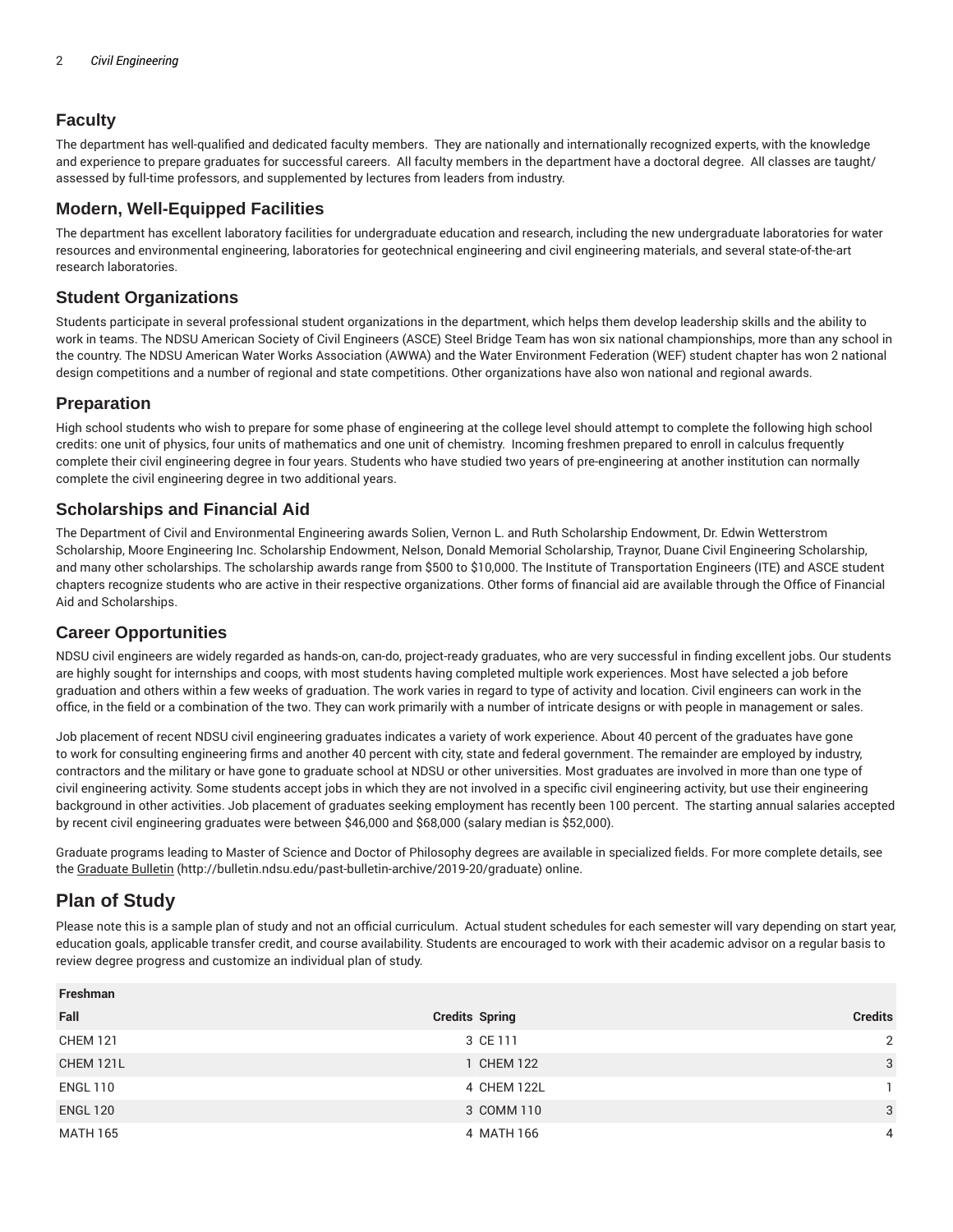## Faculty

The department has well-qualified and dedicated faculty members. They are nationally and internationally recognized experts, with the knowledge and experience to prepare graduates for successful careers. All faculty members in the department have a doctoral degree. All classes are taught/assessed by full-time professors, and supplemented by lectures from leaders from industry.

## Modern, Well-Equipped Facilities

The department has excellent laboratory facilities for undergraduate education and research, including the new undergraduate laboratories for water resources and environmental engineering, laboratories for geotechnical engineering and civil engineering materials, and several state-of-the-art research laboratories.

## Student Organizations

Students participate in several professional student organizations in the department, which helps them develop leadership skills and the ability to work in teams. The NDSU American Society of Civil Engineers (ASCE) Steel Bridge Team has won six national championships, more than any school in the country. The NDSU American Water Works Association (AWWA) and the Water Environment Federation (WEF) student chapter has won 2 national design competitions and a number of regional and state competitions. Other organizations have also won national and regional awards.

## Preparation

High school students who wish to prepare for some phase of engineering at the college level should attempt to complete the following high school credits: one unit of physics, four units of mathematics and one unit of chemistry. Incoming freshmen prepared to enroll in calculus frequently complete their civil engineering degree in four years. Students who have studied two years of pre-engineering at another institution can normally complete the civil engineering degree in two additional years.

## Scholarships and Financial Aid

The Department of Civil and Environmental Engineering awards Solien, Vernon L. and Ruth Scholarship Endowment, Dr. Edwin Wetterstrom Scholarship, Moore Engineering Inc. Scholarship Endowment, Nelson, Donald Memorial Scholarship, Traynor, Duane Civil Engineering Scholarship, and many other scholarships. The scholarship awards range from $500 to $10,000. The Institute of Transportation Engineers (ITE) and ASCE student chapters recognize students who are active in their respective organizations. Other forms of financial aid are available through the Office of Financial Aid and Scholarships.

## Career Opportunities

NDSU civil engineers are widely regarded as hands-on, can-do, project-ready graduates, who are very successful in finding excellent jobs. Our students are highly sought for internships and coops, with most students having completed multiple work experiences. Most have selected a job before graduation and others within a few weeks of graduation. The work varies in regard to type of activity and location. Civil engineers can work in the office, in the field or a combination of the two. They can work primarily with a number of intricate designs or with people in management or sales.

Job placement of recent NDSU civil engineering graduates indicates a variety of work experience. About 40 percent of the graduates have gone to work for consulting engineering firms and another 40 percent with city, state and federal government. The remainder are employed by industry, contractors and the military or have gone to graduate school at NDSU or other universities. Most graduates are involved in more than one type of civil engineering activity. Some students accept jobs in which they are not involved in a specific civil engineering activity, but use their engineering background in other activities. Job placement of graduates seeking employment has recently been 100 percent. The starting annual salaries accepted by recent civil engineering graduates were between $46,000 and $68,000 (salary median is $52,000).

Graduate programs leading to Master of Science and Doctor of Philosophy degrees are available in specialized fields. For more complete details, see the Graduate Bulletin (http://bulletin.ndsu.edu/past-bulletin-archive/2019-20/graduate) online.

# Plan of Study

Please note this is a sample plan of study and not an official curriculum. Actual student schedules for each semester will vary depending on start year, education goals, applicable transfer credit, and course availability. Students are encouraged to work with their academic advisor on a regular basis to review degree progress and customize an individual plan of study.

| **Freshman** | | | |
|---|---|---|---|
| **Fall** | **Credits** | **Spring** | **Credits** |
| CHEM 121 | 3 | CE 111 | 2 |
| CHEM 121L | 1 | CHEM 122 | 3 |
| ENGL 110 | 4 | CHEM 122L | 1 |
| ENGL 120 | 3 | COMM 110 | 3 |
| MATH 165 | 4 | MATH 166 | 4 |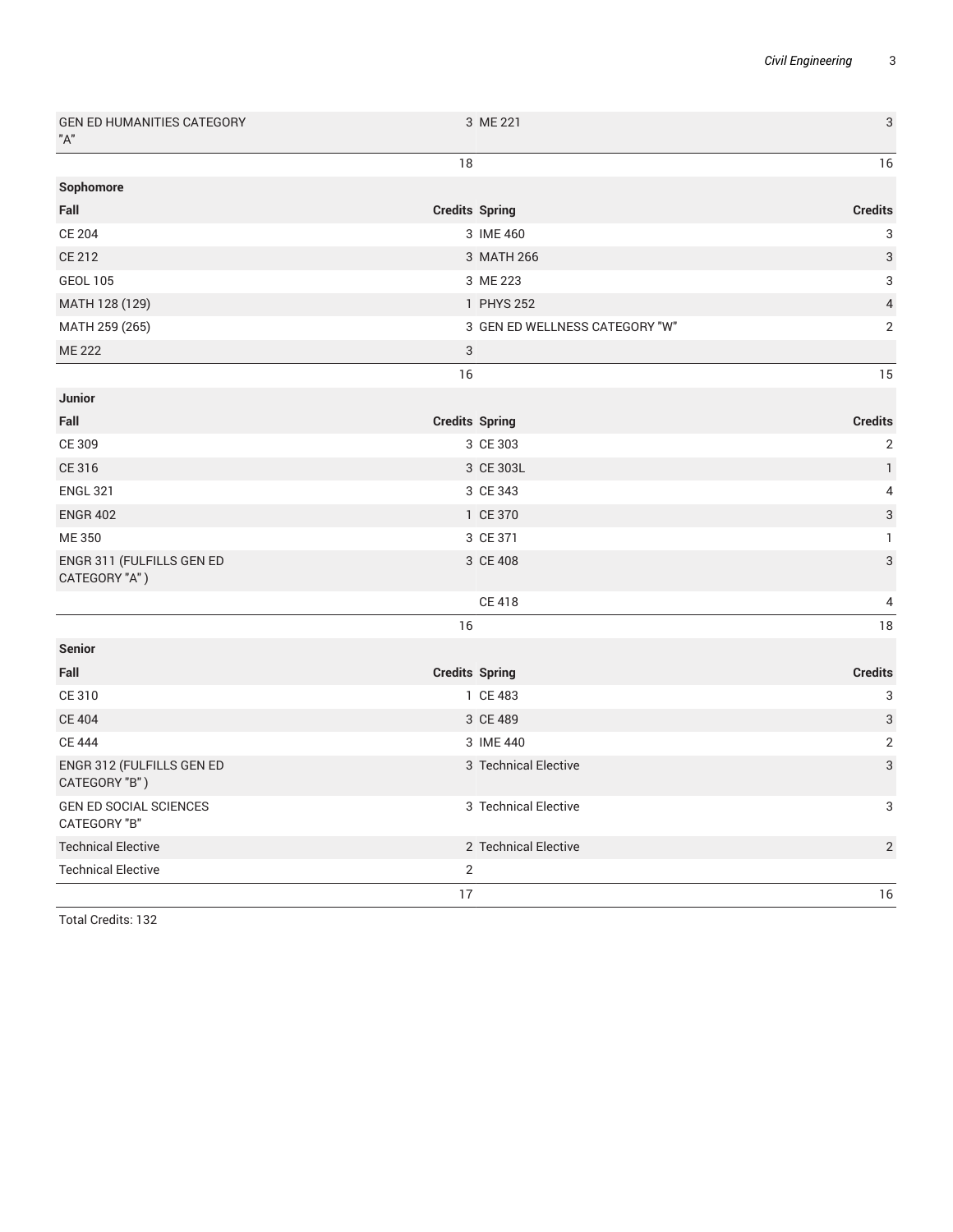| | | | |
|---|---|---|---|
| GEN ED HUMANITIES CATEGORY "A" | 3 | ME 221 | 3 |
| | 18 | | 16 |
| **Sophomore** | | | |
| **Fall** | **Credits** | **Spring** | **Credits** |
| CE 204 | 3 | IME 460 | 3 |
| CE 212 | 3 | MATH 266 | 3 |
| GEOL 105 | 3 | ME 223 | 3 |
| MATH 128 (129) | 1 | PHYS 252 | 4 |
| MATH 259 (265) | 3 | GEN ED WELLNESS CATEGORY "W" | 2 |
| ME 222 | 3 | | |
| | 16 | | 15 |
| **Junior** | | | |
| **Fall** | **Credits** | **Spring** | **Credits** |
| CE 309 | 3 | CE 303 | 2 |
| CE 316 | 3 | CE 303L | 1 |
| ENGL 321 | 3 | CE 343 | 4 |
| ENGR 402 | 1 | CE 370 | 3 |
| ME 350 | 3 | CE 371 | 1 |
| ENGR 311 (FULFILLS GEN ED CATEGORY "A" ) | 3 | CE 408 | 3 |
| | | CE 418 | 4 |
| | 16 | | 18 |
| **Senior** | | | |
| **Fall** | **Credits** | **Spring** | **Credits** |
| CE 310 | 1 | CE 483 | 3 |
| CE 404 | 3 | CE 489 | 3 |
| CE 444 | 3 | IME 440 | 2 |
| ENGR 312 (FULFILLS GEN ED CATEGORY "B" ) | 3 | Technical Elective | 3 |
| GEN ED SOCIAL SCIENCES CATEGORY "B" | 3 | Technical Elective | 3 |
| Technical Elective | 2 | Technical Elective | 2 |
| Technical Elective | 2 | | |
| | 17 | | 16 |

Total Credits: 132